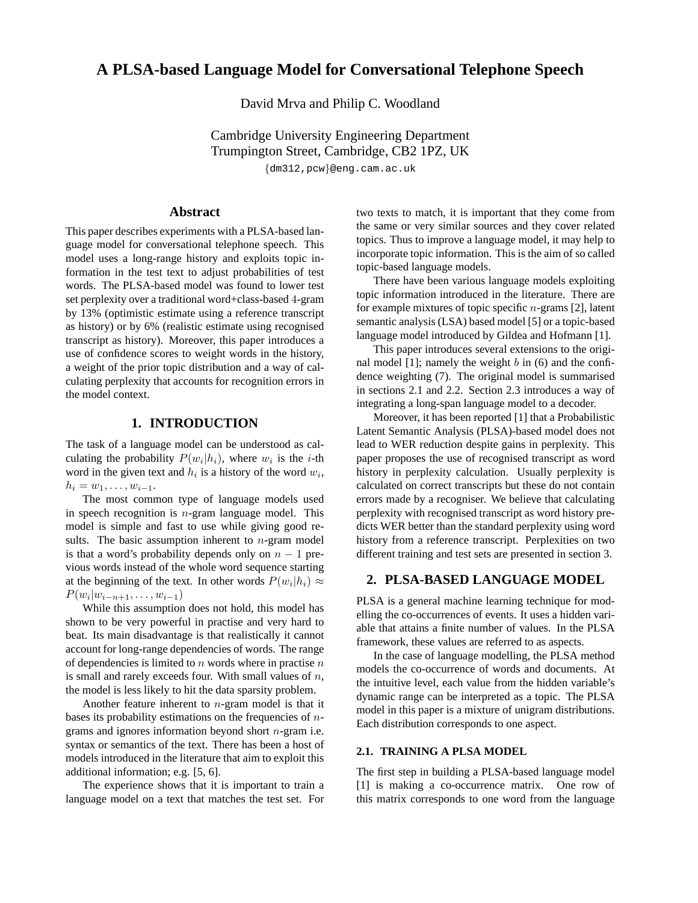# A PLSA-based Language Model for Conversational Telephone Speech

David Mrva and Philip C. Woodland

Cambridge University Engineering Department
Trumpington Street, Cambridge, CB2 1PZ, UK
{dm312,pcw}@eng.cam.ac.uk

## Abstract

This paper describes experiments with a PLSA-based language model for conversational telephone speech. This model uses a long-range history and exploits topic information in the test text to adjust probabilities of test words. The PLSA-based model was found to lower test set perplexity over a traditional word+class-based 4-gram by 13% (optimistic estimate using a reference transcript as history) or by 6% (realistic estimate using recognised transcript as history). Moreover, this paper introduces a use of confidence scores to weight words in the history, a weight of the prior topic distribution and a way of calculating perplexity that accounts for recognition errors in the model context.

## 1. INTRODUCTION

The task of a language model can be understood as calculating the probability $P(w_i|h_i)$, where $w_i$ is the $i$-th word in the given text and $h_i$ is a history of the word $w_i$, $h_i = w_1, \ldots, w_{i-1}$.

The most common type of language models used in speech recognition is $n$-gram language model. This model is simple and fast to use while giving good results. The basic assumption inherent to $n$-gram model is that a word's probability depends only on $n-1$ previous words instead of the whole word sequence starting at the beginning of the text. In other words $P(w_i|h_i) \approx P(w_i|w_{i-n+1}, \ldots, w_{i-1})$

While this assumption does not hold, this model has shown to be very powerful in practise and very hard to beat. Its main disadvantage is that realistically it cannot account for long-range dependencies of words. The range of dependencies is limited to $n$ words where in practise $n$ is small and rarely exceeds four. With small values of $n$, the model is less likely to hit the data sparsity problem.

Another feature inherent to $n$-gram model is that it bases its probability estimations on the frequencies of $n$-grams and ignores information beyond short $n$-gram i.e. syntax or semantics of the text. There has been a host of models introduced in the literature that aim to exploit this additional information; e.g. [5, 6].

The experience shows that it is important to train a language model on a text that matches the test set. For two texts to match, it is important that they come from the same or very similar sources and they cover related topics. Thus to improve a language model, it may help to incorporate topic information. This is the aim of so called topic-based language models.

There have been various language models exploiting topic information introduced in the literature. There are for example mixtures of topic specific $n$-grams [2], latent semantic analysis (LSA) based model [5] or a topic-based language model introduced by Gildea and Hofmann [1].

This paper introduces several extensions to the original model [1]; namely the weight $b$ in (6) and the confidence weighting (7). The original model is summarised in sections 2.1 and 2.2. Section 2.3 introduces a way of integrating a long-span language model to a decoder.

Moreover, it has been reported [1] that a Probabilistic Latent Semantic Analysis (PLSA)-based model does not lead to WER reduction despite gains in perplexity. This paper proposes the use of recognised transcript as word history in perplexity calculation. Usually perplexity is calculated on correct transcripts but these do not contain errors made by a recogniser. We believe that calculating perplexity with recognised transcript as word history predicts WER better than the standard perplexity using word history from a reference transcript. Perplexities on two different training and test sets are presented in section 3.

## 2. PLSA-BASED LANGUAGE MODEL

PLSA is a general machine learning technique for modelling the co-occurrences of events. It uses a hidden variable that attains a finite number of values. In the PLSA framework, these values are referred to as aspects.

In the case of language modelling, the PLSA method models the co-occurrence of words and documents. At the intuitive level, each value from the hidden variable's dynamic range can be interpreted as a topic. The PLSA model in this paper is a mixture of unigram distributions. Each distribution corresponds to one aspect.

### 2.1. TRAINING A PLSA MODEL

The first step in building a PLSA-based language model [1] is making a co-occurrence matrix. One row of this matrix corresponds to one word from the language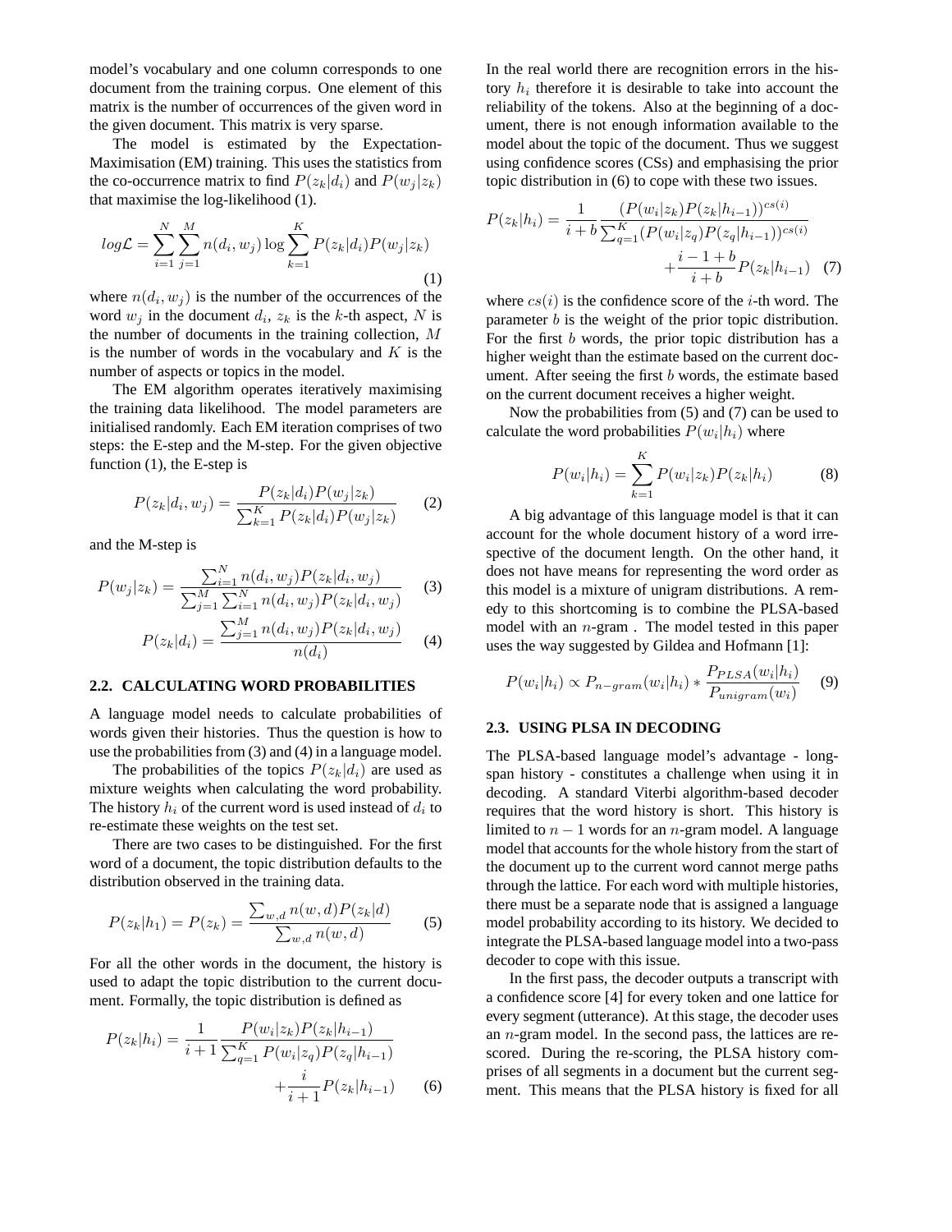model's vocabulary and one column corresponds to one document from the training corpus. One element of this matrix is the number of occurrences of the given word in the given document. This matrix is very sparse.

The model is estimated by the Expectation-Maximisation (EM) training. This uses the statistics from the co-occurrence matrix to find $P(z_k|d_i)$ and $P(w_j|z_k)$ that maximise the log-likelihood (1).

$$log\mathcal{L} = \sum_{i=1}^{N}\sum_{j=1}^{M} n(d_i, w_j)\log\sum_{k=1}^{K} P(z_k|d_i)P(w_j|z_k) \tag{1}$$

where $n(d_i, w_j)$ is the number of the occurrences of the word $w_j$ in the document $d_i$, $z_k$ is the $k$-th aspect, $N$ is the number of documents in the training collection, $M$ is the number of words in the vocabulary and $K$ is the number of aspects or topics in the model.

The EM algorithm operates iteratively maximising the training data likelihood. The model parameters are initialised randomly. Each EM iteration comprises of two steps: the E-step and the M-step. For the given objective function (1), the E-step is

$$P(z_k|d_i, w_j) = \frac{P(z_k|d_i)P(w_j|z_k)}{\sum_{k=1}^{K} P(z_k|d_i)P(w_j|z_k)} \tag{2}$$

and the M-step is

$$P(w_j|z_k) = \frac{\sum_{i=1}^{N} n(d_i, w_j)P(z_k|d_i, w_j)}{\sum_{j=1}^{M}\sum_{i=1}^{N} n(d_i, w_j)P(z_k|d_i, w_j)} \tag{3}$$

$$P(z_k|d_i) = \frac{\sum_{j=1}^{M} n(d_i, w_j)P(z_k|d_i, w_j)}{n(d_i)} \tag{4}$$

### 2.2. CALCULATING WORD PROBABILITIES

A language model needs to calculate probabilities of words given their histories. Thus the question is how to use the probabilities from (3) and (4) in a language model.

The probabilities of the topics $P(z_k|d_i)$ are used as mixture weights when calculating the word probability. The history $h_i$ of the current word is used instead of $d_i$ to re-estimate these weights on the test set.

There are two cases to be distinguished. For the first word of a document, the topic distribution defaults to the distribution observed in the training data.

$$P(z_k|h_1) = P(z_k) = \frac{\sum_{w,d} n(w, d)P(z_k|d)}{\sum_{w,d} n(w, d)} \tag{5}$$

For all the other words in the document, the history is used to adapt the topic distribution to the current document. Formally, the topic distribution is defined as

$$P(z_k|h_i) = \frac{1}{i+1}\frac{P(w_i|z_k)P(z_k|h_{i-1})}{\sum_{q=1}^{K} P(w_i|z_q)P(z_q|h_{i-1})} + \frac{i}{i+1}P(z_k|h_{i-1}) \tag{6}$$

In the real world there are recognition errors in the history $h_i$ therefore it is desirable to take into account the reliability of the tokens. Also at the beginning of a document, there is not enough information available to the model about the topic of the document. Thus we suggest using confidence scores (CSs) and emphasising the prior topic distribution in (6) to cope with these two issues.

$$P(z_k|h_i) = \frac{1}{i+b}\frac{(P(w_i|z_k)P(z_k|h_{i-1}))^{cs(i)}}{\sum_{q=1}^{K}(P(w_i|z_q)P(z_q|h_{i-1}))^{cs(i)}} + \frac{i-1+b}{i+b}P(z_k|h_{i-1}) \tag{7}$$

where $cs(i)$ is the confidence score of the $i$-th word. The parameter $b$ is the weight of the prior topic distribution. For the first $b$ words, the prior topic distribution has a higher weight than the estimate based on the current document. After seeing the first $b$ words, the estimate based on the current document receives a higher weight.

Now the probabilities from (5) and (7) can be used to calculate the word probabilities $P(w_i|h_i)$ where

$$P(w_i|h_i) = \sum_{k=1}^{K} P(w_i|z_k)P(z_k|h_i) \tag{8}$$

A big advantage of this language model is that it can account for the whole document history of a word irrespective of the document length. On the other hand, it does not have means for representing the word order as this model is a mixture of unigram distributions. A remedy to this shortcoming is to combine the PLSA-based model with an $n$-gram . The model tested in this paper uses the way suggested by Gildea and Hofmann [1]:

$$P(w_i|h_i) \propto P_{n-gram}(w_i|h_i) * \frac{P_{PLSA}(w_i|h_i)}{P_{unigram}(w_i)} \tag{9}$$

### 2.3. USING PLSA IN DECODING

The PLSA-based language model's advantage - long-span history - constitutes a challenge when using it in decoding. A standard Viterbi algorithm-based decoder requires that the word history is short. This history is limited to $n-1$ words for an $n$-gram model. A language model that accounts for the whole history from the start of the document up to the current word cannot merge paths through the lattice. For each word with multiple histories, there must be a separate node that is assigned a language model probability according to its history. We decided to integrate the PLSA-based language model into a two-pass decoder to cope with this issue.

In the first pass, the decoder outputs a transcript with a confidence score [4] for every token and one lattice for every segment (utterance). At this stage, the decoder uses an $n$-gram model. In the second pass, the lattices are re-scored. During the re-scoring, the PLSA history comprises of all segments in a document but the current segment. This means that the PLSA history is fixed for all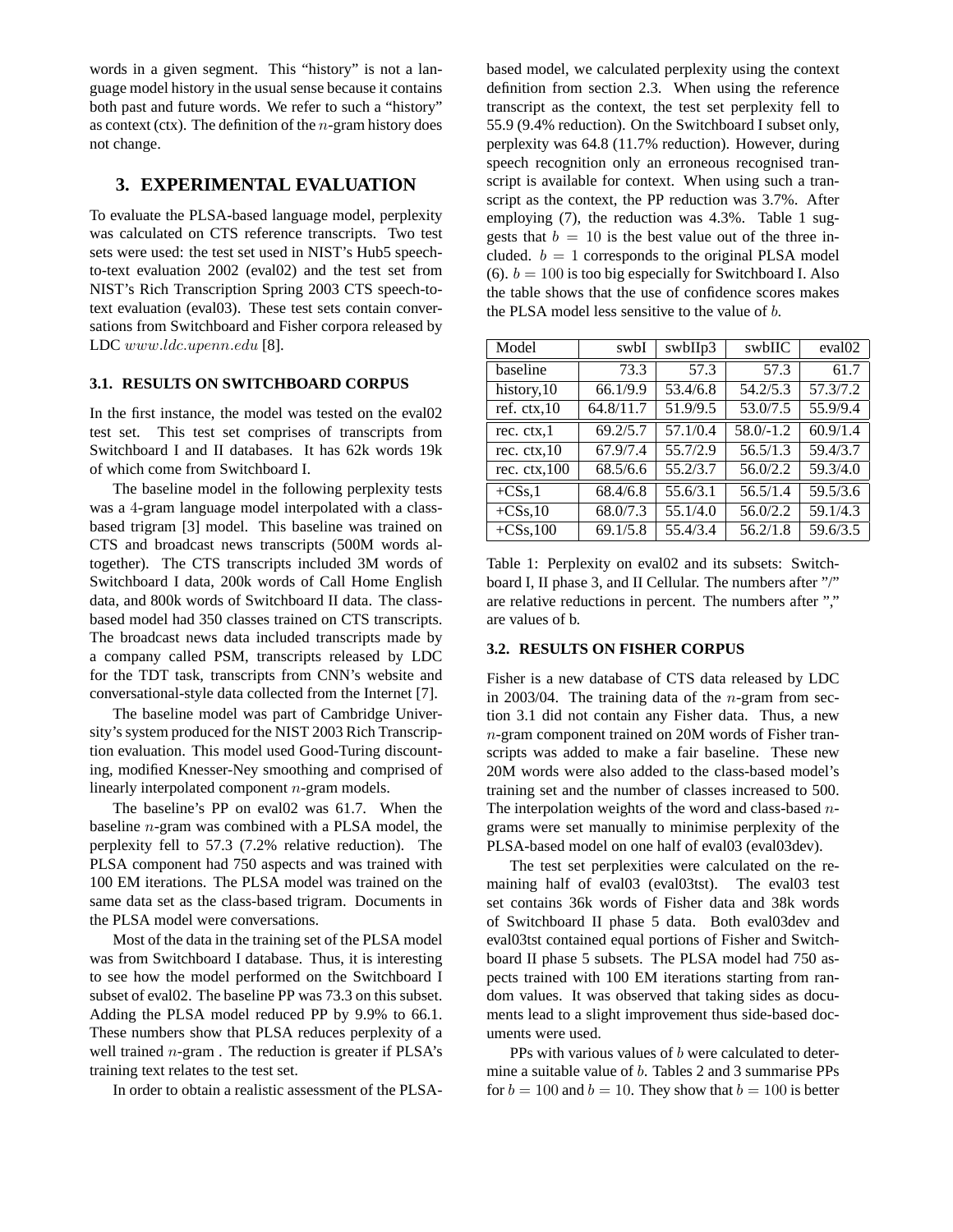words in a given segment. This "history" is not a language model history in the usual sense because it contains both past and future words. We refer to such a "history" as context (ctx). The definition of the $n$-gram history does not change.

## 3. EXPERIMENTAL EVALUATION

To evaluate the PLSA-based language model, perplexity was calculated on CTS reference transcripts. Two test sets were used: the test set used in NIST's Hub5 speech-to-text evaluation 2002 (eval02) and the test set from NIST's Rich Transcription Spring 2003 CTS speech-to-text evaluation (eval03). These test sets contain conversations from Switchboard and Fisher corpora released by LDC *www.ldc.upenn.edu* [8].

### 3.1. RESULTS ON SWITCHBOARD CORPUS

In the first instance, the model was tested on the eval02 test set. This test set comprises of transcripts from Switchboard I and II databases. It has 62k words 19k of which come from Switchboard I.

The baseline model in the following perplexity tests was a 4-gram language model interpolated with a class-based trigram [3] model. This baseline was trained on CTS and broadcast news transcripts (500M words altogether). The CTS transcripts included 3M words of Switchboard I data, 200k words of Call Home English data, and 800k words of Switchboard II data. The class-based model had 350 classes trained on CTS transcripts. The broadcast news data included transcripts made by a company called PSM, transcripts released by LDC for the TDT task, transcripts from CNN's website and conversational-style data collected from the Internet [7].

The baseline model was part of Cambridge University's system produced for the NIST 2003 Rich Transcription evaluation. This model used Good-Turing discounting, modified Knesser-Ney smoothing and comprised of linearly interpolated component $n$-gram models.

The baseline's PP on eval02 was 61.7. When the baseline $n$-gram was combined with a PLSA model, the perplexity fell to 57.3 (7.2% relative reduction). The PLSA component had 750 aspects and was trained with 100 EM iterations. The PLSA model was trained on the same data set as the class-based trigram. Documents in the PLSA model were conversations.

Most of the data in the training set of the PLSA model was from Switchboard I database. Thus, it is interesting to see how the model performed on the Switchboard I subset of eval02. The baseline PP was 73.3 on this subset. Adding the PLSA model reduced PP by 9.9% to 66.1. These numbers show that PLSA reduces perplexity of a well trained $n$-gram . The reduction is greater if PLSA's training text relates to the test set.

In order to obtain a realistic assessment of the PLSA-based model, we calculated perplexity using the context definition from section 2.3. When using the reference transcript as the context, the test set perplexity fell to 55.9 (9.4% reduction). On the Switchboard I subset only, perplexity was 64.8 (11.7% reduction). However, during speech recognition only an erroneous recognised transcript is available for context. When using such a transcript as the context, the PP reduction was 3.7%. After employing (7), the reduction was 4.3%. Table 1 suggests that $b = 10$ is the best value out of the three included. $b = 1$ corresponds to the original PLSA model (6). $b = 100$ is too big especially for Switchboard I. Also the table shows that the use of confidence scores makes the PLSA model less sensitive to the value of $b$.

| Model | swbI | swbIIp3 | swbIIC | eval02 |
|---|---|---|---|---|
| baseline | 73.3 | 57.3 | 57.3 | 61.7 |
| history,10 | 66.1/9.9 | 53.4/6.8 | 54.2/5.3 | 57.3/7.2 |
| ref. ctx,10 | 64.8/11.7 | 51.9/9.5 | 53.0/7.5 | 55.9/9.4 |
| rec. ctx,1 | 69.2/5.7 | 57.1/0.4 | 58.0/-1.2 | 60.9/1.4 |
| rec. ctx,10 | 67.9/7.4 | 55.7/2.9 | 56.5/1.3 | 59.4/3.7 |
| rec. ctx,100 | 68.5/6.6 | 55.2/3.7 | 56.0/2.2 | 59.3/4.0 |
| +CSs,1 | 68.4/6.8 | 55.6/3.1 | 56.5/1.4 | 59.5/3.6 |
| +CSs,10 | 68.0/7.3 | 55.1/4.0 | 56.0/2.2 | 59.1/4.3 |
| +CSs,100 | 69.1/5.8 | 55.4/3.4 | 56.2/1.8 | 59.6/3.5 |

Table 1: Perplexity on eval02 and its subsets: Switchboard I, II phase 3, and II Cellular. The numbers after "/" are relative reductions in percent. The numbers after "," are values of b.

### 3.2. RESULTS ON FISHER CORPUS

Fisher is a new database of CTS data released by LDC in 2003/04. The training data of the $n$-gram from section 3.1 did not contain any Fisher data. Thus, a new $n$-gram component trained on 20M words of Fisher transcripts was added to make a fair baseline. These new 20M words were also added to the class-based model's training set and the number of classes increased to 500. The interpolation weights of the word and class-based $n$-grams were set manually to minimise perplexity of the PLSA-based model on one half of eval03 (eval03dev).

The test set perplexities were calculated on the remaining half of eval03 (eval03tst). The eval03 test set contains 36k words of Fisher data and 38k words of Switchboard II phase 5 data. Both eval03dev and eval03tst contained equal portions of Fisher and Switchboard II phase 5 subsets. The PLSA model had 750 aspects trained with 100 EM iterations starting from random values. It was observed that taking sides as documents lead to a slight improvement thus side-based documents were used.

PPs with various values of $b$ were calculated to determine a suitable value of $b$. Tables 2 and 3 summarise PPs for $b = 100$ and $b = 10$. They show that $b = 100$ is better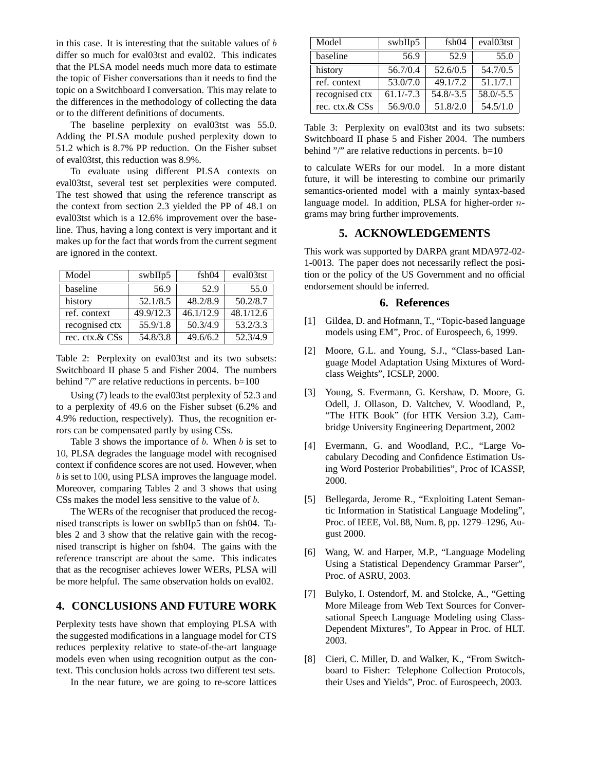in this case. It is interesting that the suitable values of $b$ differ so much for eval03tst and eval02. This indicates that the PLSA model needs much more data to estimate the topic of Fisher conversations than it needs to find the topic on a Switchboard I conversation. This may relate to the differences in the methodology of collecting the data or to the different definitions of documents.

The baseline perplexity on eval03tst was 55.0. Adding the PLSA module pushed perplexity down to 51.2 which is 8.7% PP reduction. On the Fisher subset of eval03tst, this reduction was 8.9%.

To evaluate using different PLSA contexts on eval03tst, several test set perplexities were computed. The test showed that using the reference transcript as the context from section 2.3 yielded the PP of 48.1 on eval03tst which is a 12.6% improvement over the baseline. Thus, having a long context is very important and it makes up for the fact that words from the current segment are ignored in the context.

| Model | swbIIp5 | fsh04 | eval03tst |
|---|---|---|---|
| baseline | 56.9 | 52.9 | 55.0 |
| history | 52.1/8.5 | 48.2/8.9 | 50.2/8.7 |
| ref. context | 49.9/12.3 | 46.1/12.9 | 48.1/12.6 |
| recognised ctx | 55.9/1.8 | 50.3/4.9 | 53.2/3.3 |
| rec. ctx.& CSs | 54.8/3.8 | 49.6/6.2 | 52.3/4.9 |

Table 2: Perplexity on eval03tst and its two subsets: Switchboard II phase 5 and Fisher 2004. The numbers behind "/" are relative reductions in percents. b=100

Using (7) leads to the eval03tst perplexity of 52.3 and to a perplexity of 49.6 on the Fisher subset (6.2% and 4.9% reduction, respectively). Thus, the recognition errors can be compensated partly by using CSs.

Table 3 shows the importance of $b$. When $b$ is set to $10$, PLSA degrades the language model with recognised context if confidence scores are not used. However, when $b$ is set to $100$, using PLSA improves the language model. Moreover, comparing Tables 2 and 3 shows that using CSs makes the model less sensitive to the value of $b$.

The WERs of the recogniser that produced the recognised transcripts is lower on swbIIp5 than on fsh04. Tables 2 and 3 show that the relative gain with the recognised transcript is higher on fsh04. The gains with the reference transcript are about the same. This indicates that as the recogniser achieves lower WERs, PLSA will be more helpful. The same observation holds on eval02.

## 4. CONCLUSIONS AND FUTURE WORK

Perplexity tests have shown that employing PLSA with the suggested modifications in a language model for CTS reduces perplexity relative to state-of-the-art language models even when using recognition output as the context. This conclusion holds across two different test sets.

In the near future, we are going to re-score lattices

| Model | swbIIp5 | fsh04 | eval03tst |
|---|---|---|---|
| baseline | 56.9 | 52.9 | 55.0 |
| history | 56.7/0.4 | 52.6/0.5 | 54.7/0.5 |
| ref. context | 53.0/7.0 | 49.1/7.2 | 51.1/7.1 |
| recognised ctx | 61.1/-7.3 | 54.8/-3.5 | 58.0/-5.5 |
| rec. ctx.& CSs | 56.9/0.0 | 51.8/2.0 | 54.5/1.0 |

Table 3: Perplexity on eval03tst and its two subsets: Switchboard II phase 5 and Fisher 2004. The numbers behind "/" are relative reductions in percents. b=10

to calculate WERs for our model. In a more distant future, it will be interesting to combine our primarily semantics-oriented model with a mainly syntax-based language model. In addition, PLSA for higher-order $n$-grams may bring further improvements.

## 5. ACKNOWLEDGEMENTS

This work was supported by DARPA grant MDA972-02-1-0013. The paper does not necessarily reflect the position or the policy of the US Government and no official endorsement should be inferred.

## 6. References

[1] Gildea, D. and Hofmann, T., "Topic-based language models using EM", Proc. of Eurospeech, 6, 1999.

[2] Moore, G.L. and Young, S.J., "Class-based Language Model Adaptation Using Mixtures of Word-class Weights", ICSLP, 2000.

[3] Young, S. Evermann, G. Kershaw, D. Moore, G. Odell, J. Ollason, D. Valtchev, V. Woodland, P., "The HTK Book" (for HTK Version 3.2), Cambridge University Engineering Department, 2002

[4] Evermann, G. and Woodland, P.C., "Large Vocabulary Decoding and Confidence Estimation Using Word Posterior Probabilities", Proc of ICASSP, 2000.

[5] Bellegarda, Jerome R., "Exploiting Latent Semantic Information in Statistical Language Modeling", Proc. of IEEE, Vol. 88, Num. 8, pp. 1279–1296, August 2000.

[6] Wang, W. and Harper, M.P., "Language Modeling Using a Statistical Dependency Grammar Parser", Proc. of ASRU, 2003.

[7] Bulyko, I. Ostendorf, M. and Stolcke, A., "Getting More Mileage from Web Text Sources for Conversational Speech Language Modeling using Class-Dependent Mixtures", To Appear in Proc. of HLT. 2003.

[8] Cieri, C. Miller, D. and Walker, K., "From Switchboard to Fisher: Telephone Collection Protocols, their Uses and Yields", Proc. of Eurospeech, 2003.